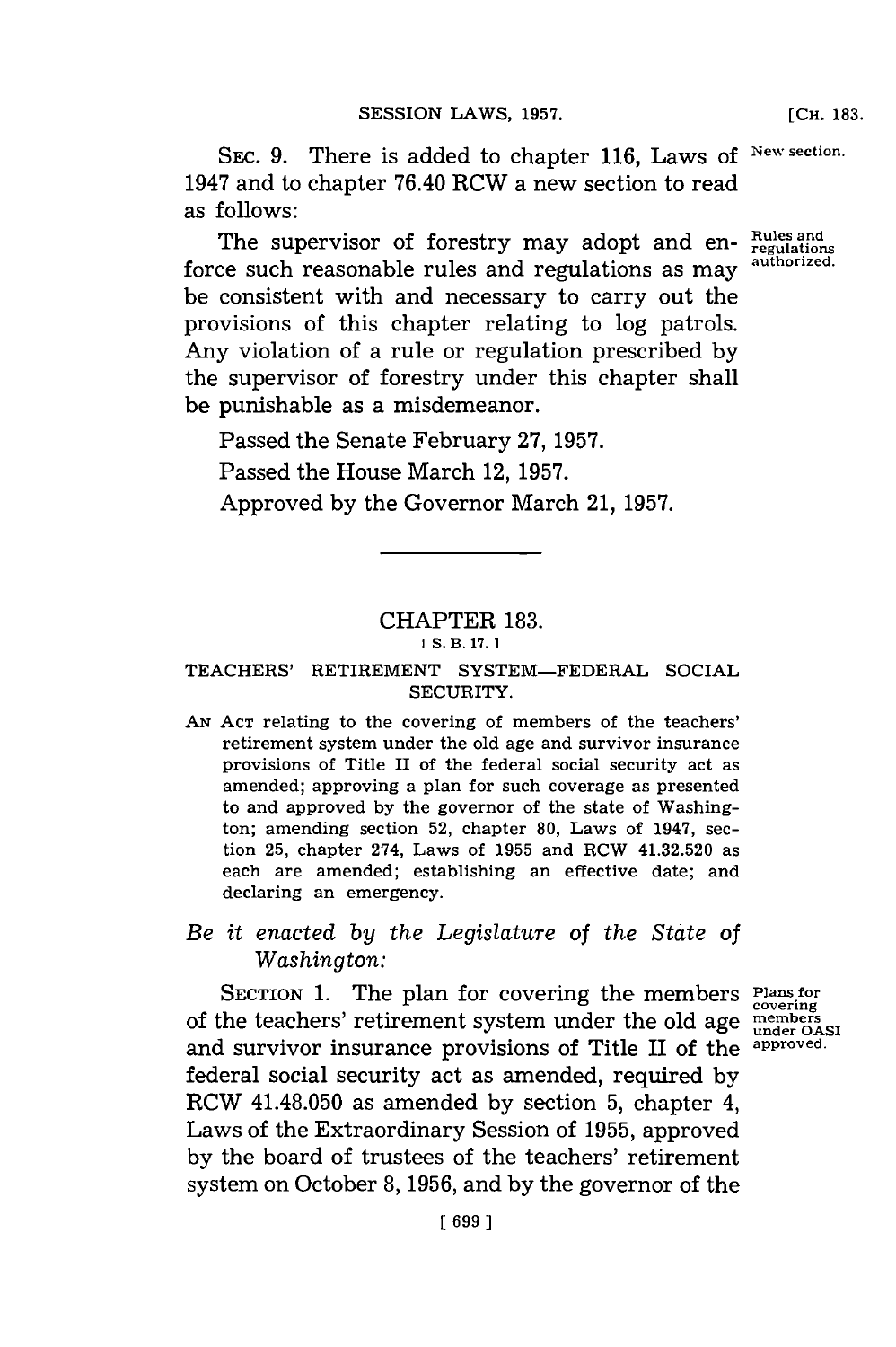SEC. 9. There is added to chapter 116, Laws of 1947 and to chapter 76.40 RCW a new section to read as follows:

New section.

The supervisor of forestry may adopt and enforce such reasonable rules and regulations as may be consistent with and necessary to carry out the provisions of this chapter relating to log patrols. Any violation of a rule or regulation prescribed by the supervisor of forestry under this chapter shall be punishable as a misdemeanor.

Rules and regulations authorized.

Passed the Senate February 27, 1957.

Passed the House March 12, 1957.

Approved by the Governor March 21, 1957.

---

## CHAPTER 183.

[ S. B. 17. ]

### TEACHERS' RETIREMENT SYSTEM—FEDERAL SOCIAL SECURITY.

AN ACT relating to the covering of members of the teachers' retirement system under the old age and survivor insurance provisions of Title II of the federal social security act as amended; approving a plan for such coverage as presented to and approved by the governor of the state of Washington; amending section 52, chapter 80, Laws of 1947, section 25, chapter 274, Laws of 1955 and RCW 41.32.520 as each are amended; establishing an effective date; and declaring an emergency.

*Be it enacted by the Legislature of the State of Washington:*

SECTION 1. The plan for covering the members of the teachers' retirement system under the old age and survivor insurance provisions of Title II of the federal social security act as amended, required by RCW 41.48.050 as amended by section 5, chapter 4, Laws of the Extraordinary Session of 1955, approved by the board of trustees of the teachers' retirement system on October 8, 1956, and by the governor of the

Plans for covering members under OASI approved.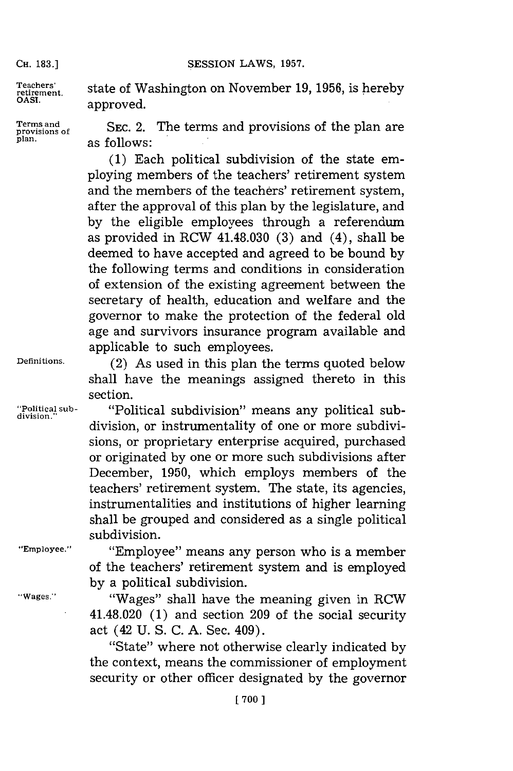state of Washington on November 19, 1956, is hereby approved.

Terms and provisions of plan.

SEC. 2. The terms and provisions of the plan are as follows:

(1) Each political subdivision of the state employing members of the teachers' retirement system and the members of the teachers' retirement system, after the approval of this plan by the legislature, and by the eligible employees through a referendum as provided in RCW 41.48.030 (3) and (4), shall be deemed to have accepted and agreed to be bound by the following terms and conditions in consideration of extension of the existing agreement between the secretary of health, education and welfare and the governor to make the protection of the federal old age and survivors insurance program available and applicable to such employees.

Definitions.

(2) As used in this plan the terms quoted below shall have the meanings assigned thereto in this section.

"Political subdivision."

"Political subdivision" means any political subdivision, or instrumentality of one or more subdivisions, or proprietary enterprise acquired, purchased or originated by one or more such subdivisions after December, 1950, which employs members of the teachers' retirement system. The state, its agencies, instrumentalities and institutions of higher learning shall be grouped and considered as a single political subdivision.

"Employee."

"Employee" means any person who is a member of the teachers' retirement system and is employed by a political subdivision.

"Wages."

"Wages" shall have the meaning given in RCW 41.48.020 (1) and section 209 of the social security act (42 U. S. C. A. Sec. 409).

"State" where not otherwise clearly indicated by the context, means the commissioner of employment security or other officer designated by the governor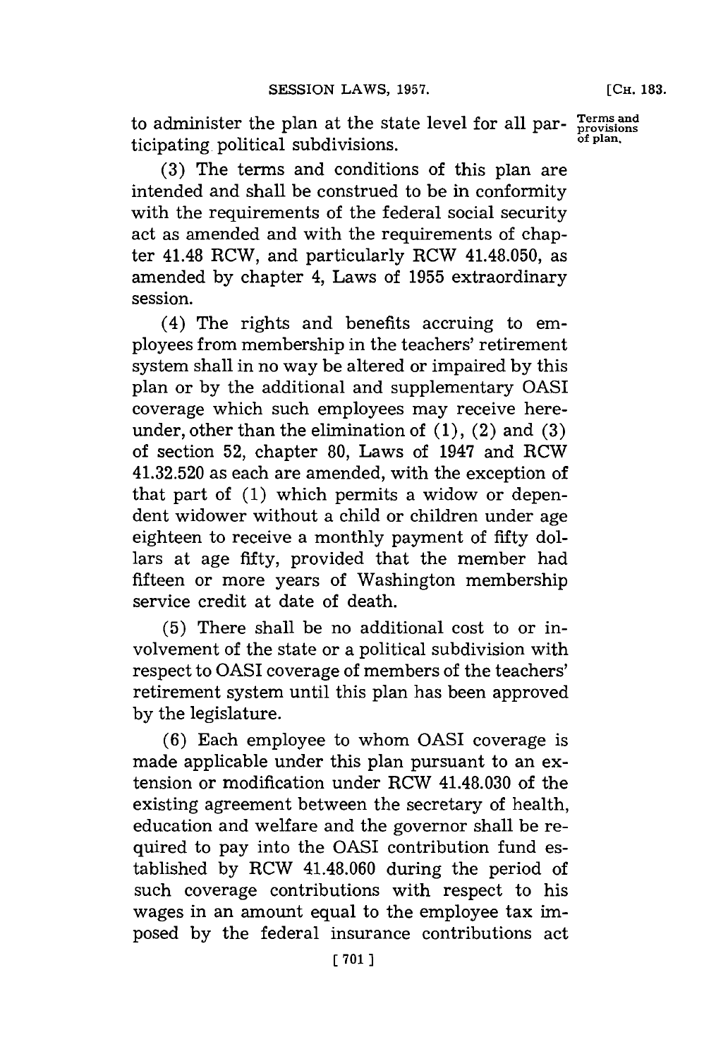to administer the plan at the state level for all participating political subdivisions.

Terms and provisions of plan.

(3) The terms and conditions of this plan are intended and shall be construed to be in conformity with the requirements of the federal social security act as amended and with the requirements of chapter 41.48 RCW, and particularly RCW 41.48.050, as amended by chapter 4, Laws of 1955 extraordinary session.

(4) The rights and benefits accruing to employees from membership in the teachers' retirement system shall in no way be altered or impaired by this plan or by the additional and supplementary OASI coverage which such employees may receive hereunder, other than the elimination of (1), (2) and (3) of section 52, chapter 80, Laws of 1947 and RCW 41.32.520 as each are amended, with the exception of that part of (1) which permits a widow or dependent widower without a child or children under age eighteen to receive a monthly payment of fifty dollars at age fifty, provided that the member had fifteen or more years of Washington membership service credit at date of death.

(5) There shall be no additional cost to or involvement of the state or a political subdivision with respect to OASI coverage of members of the teachers' retirement system until this plan has been approved by the legislature.

(6) Each employee to whom OASI coverage is made applicable under this plan pursuant to an extension or modification under RCW 41.48.030 of the existing agreement between the secretary of health, education and welfare and the governor shall be required to pay into the OASI contribution fund established by RCW 41.48.060 during the period of such coverage contributions with respect to his wages in an amount equal to the employee tax imposed by the federal insurance contributions act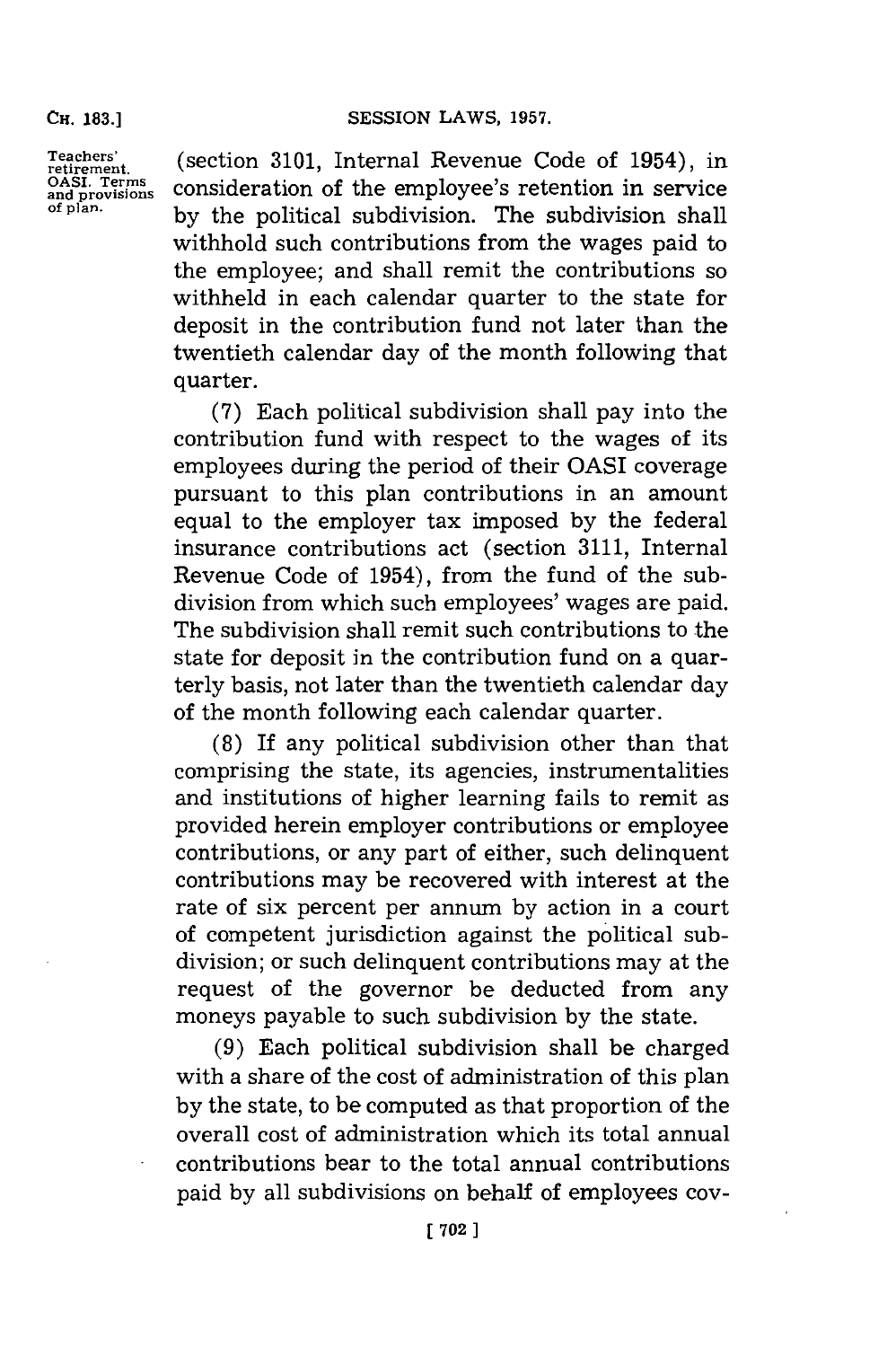(section 3101, Internal Revenue Code of 1954), in consideration of the employee's retention in service by the political subdivision. The subdivision shall withhold such contributions from the wages paid to the employee; and shall remit the contributions so withheld in each calendar quarter to the state for deposit in the contribution fund not later than the twentieth calendar day of the month following that quarter.

(7) Each political subdivision shall pay into the contribution fund with respect to the wages of its employees during the period of their OASI coverage pursuant to this plan contributions in an amount equal to the employer tax imposed by the federal insurance contributions act (section 3111, Internal Revenue Code of 1954), from the fund of the subdivision from which such employees' wages are paid. The subdivision shall remit such contributions to the state for deposit in the contribution fund on a quarterly basis, not later than the twentieth calendar day of the month following each calendar quarter.

(8) If any political subdivision other than that comprising the state, its agencies, instrumentalities and institutions of higher learning fails to remit as provided herein employer contributions or employee contributions, or any part of either, such delinquent contributions may be recovered with interest at the rate of six percent per annum by action in a court of competent jurisdiction against the political subdivision; or such delinquent contributions may at the request of the governor be deducted from any moneys payable to such subdivision by the state.

(9) Each political subdivision shall be charged with a share of the cost of administration of this plan by the state, to be computed as that proportion of the overall cost of administration which its total annual contributions bear to the total annual contributions paid by all subdivisions on behalf of employees cov-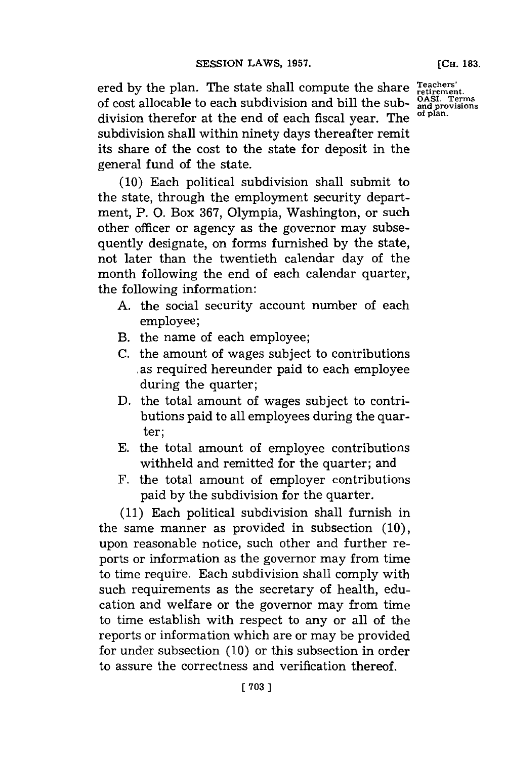ered by the plan. The state shall compute the share of cost allocable to each subdivision and bill the subdivision therefor at the end of each fiscal year. The subdivision shall within ninety days thereafter remit its share of the cost to the state for deposit in the general fund of the state.

Teachers' retirement. OASI. Terms and provisions of plan.

(10) Each political subdivision shall submit to the state, through the employment security department, P. O. Box 367, Olympia, Washington, or such other officer or agency as the governor may subsequently designate, on forms furnished by the state, not later than the twentieth calendar day of the month following the end of each calendar quarter, the following information:

A. the social security account number of each employee;
B. the name of each employee;
C. the amount of wages subject to contributions as required hereunder paid to each employee during the quarter;
D. the total amount of wages subject to contributions paid to all employees during the quarter;
E. the total amount of employee contributions withheld and remitted for the quarter; and
F. the total amount of employer contributions paid by the subdivision for the quarter.

(11) Each political subdivision shall furnish in the same manner as provided in subsection (10), upon reasonable notice, such other and further reports or information as the governor may from time to time require. Each subdivision shall comply with such requirements as the secretary of health, education and welfare or the governor may from time to time establish with respect to any or all of the reports or information which are or may be provided for under subsection (10) or this subsection in order to assure the correctness and verification thereof.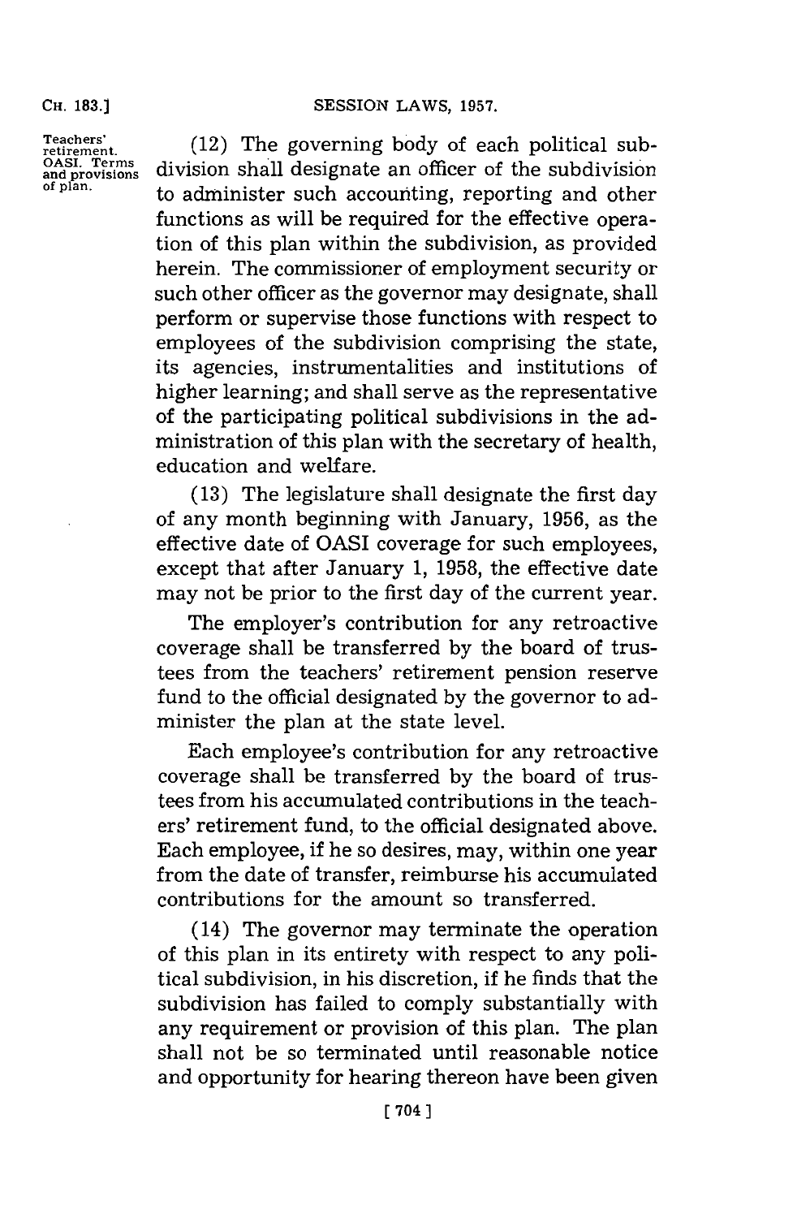Teachers' retirement. OASI. Terms and provisions of plan.

(12) The governing body of each political subdivision shall designate an officer of the subdivision to administer such accounting, reporting and other functions as will be required for the effective operation of this plan within the subdivision, as provided herein. The commissioner of employment security or such other officer as the governor may designate, shall perform or supervise those functions with respect to employees of the subdivision comprising the state, its agencies, instrumentalities and institutions of higher learning; and shall serve as the representative of the participating political subdivisions in the administration of this plan with the secretary of health, education and welfare.

(13) The legislature shall designate the first day of any month beginning with January, 1956, as the effective date of OASI coverage for such employees, except that after January 1, 1958, the effective date may not be prior to the first day of the current year.

The employer's contribution for any retroactive coverage shall be transferred by the board of trustees from the teachers' retirement pension reserve fund to the official designated by the governor to administer the plan at the state level.

Each employee's contribution for any retroactive coverage shall be transferred by the board of trustees from his accumulated contributions in the teachers' retirement fund, to the official designated above. Each employee, if he so desires, may, within one year from the date of transfer, reimburse his accumulated contributions for the amount so transferred.

(14) The governor may terminate the operation of this plan in its entirety with respect to any political subdivision, in his discretion, if he finds that the subdivision has failed to comply substantially with any requirement or provision of this plan. The plan shall not be so terminated until reasonable notice and opportunity for hearing thereon have been given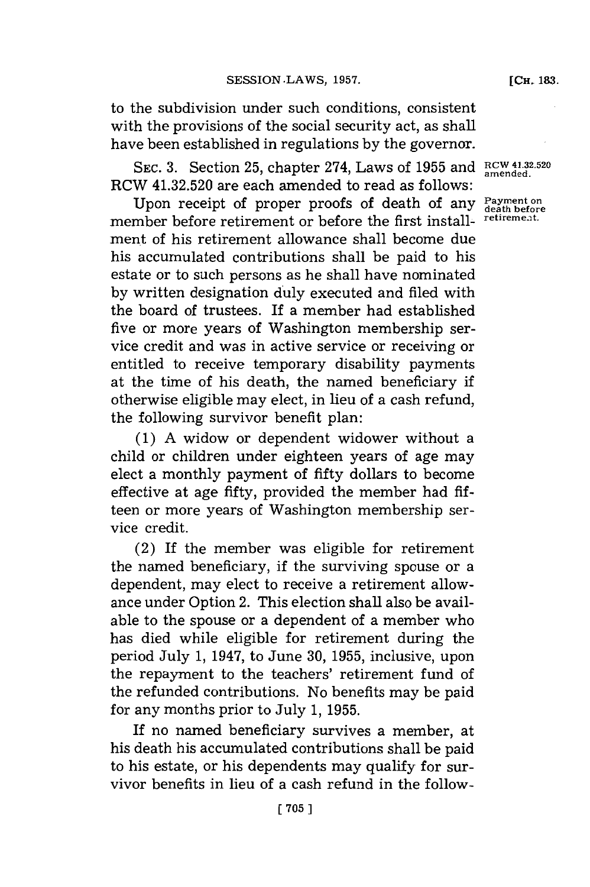to the subdivision under such conditions, consistent with the provisions of the social security act, as shall have been established in regulations by the governor.

SEC. 3. Section 25, chapter 274, Laws of 1955 and RCW 41.32.520 are each amended to read as follows:

RCW 41.32.520 amended.

Payment on death before retirement.

Upon receipt of proper proofs of death of any member before retirement or before the first installment of his retirement allowance shall become due his accumulated contributions shall be paid to his estate or to such persons as he shall have nominated by written designation duly executed and filed with the board of trustees. If a member had established five or more years of Washington membership service credit and was in active service or receiving or entitled to receive temporary disability payments at the time of his death, the named beneficiary if otherwise eligible may elect, in lieu of a cash refund, the following survivor benefit plan:

(1) A widow or dependent widower without a child or children under eighteen years of age may elect a monthly payment of fifty dollars to become effective at age fifty, provided the member had fifteen or more years of Washington membership service credit.

(2) If the member was eligible for retirement the named beneficiary, if the surviving spouse or a dependent, may elect to receive a retirement allowance under Option 2. This election shall also be available to the spouse or a dependent of a member who has died while eligible for retirement during the period July 1, 1947, to June 30, 1955, inclusive, upon the repayment to the teachers' retirement fund of the refunded contributions. No benefits may be paid for any months prior to July 1, 1955.

If no named beneficiary survives a member, at his death his accumulated contributions shall be paid to his estate, or his dependents may qualify for survivor benefits in lieu of a cash refund in the follow-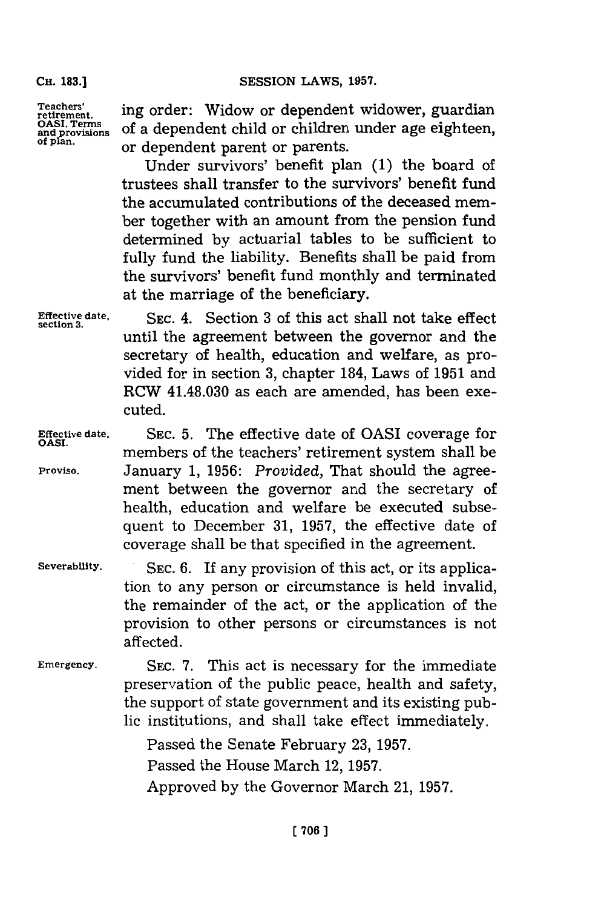ing order: Widow or dependent widower, guardian of a dependent child or children under age eighteen, or dependent parent or parents.

Under survivors' benefit plan (1) the board of trustees shall transfer to the survivors' benefit fund the accumulated contributions of the deceased member together with an amount from the pension fund determined by actuarial tables to be sufficient to fully fund the liability. Benefits shall be paid from the survivors' benefit fund monthly and terminated at the marriage of the beneficiary.

SEC. 4. Section 3 of this act shall not take effect until the agreement between the governor and the secretary of health, education and welfare, as provided for in section 3, chapter 184, Laws of 1951 and RCW 41.48.030 as each are amended, has been executed.

SEC. 5. The effective date of OASI coverage for members of the teachers' retirement system shall be January 1, 1956: *Provided,* That should the agreement between the governor and the secretary of health, education and welfare be executed subsequent to December 31, 1957, the effective date of coverage shall be that specified in the agreement.

SEC. 6. If any provision of this act, or its application to any person or circumstance is held invalid, the remainder of the act, or the application of the provision to other persons or circumstances is not affected.

SEC. 7. This act is necessary for the immediate preservation of the public peace, health and safety, the support of state government and its existing public institutions, and shall take effect immediately.

Passed the Senate February 23, 1957.

Passed the House March 12, 1957.

Approved by the Governor March 21, 1957.